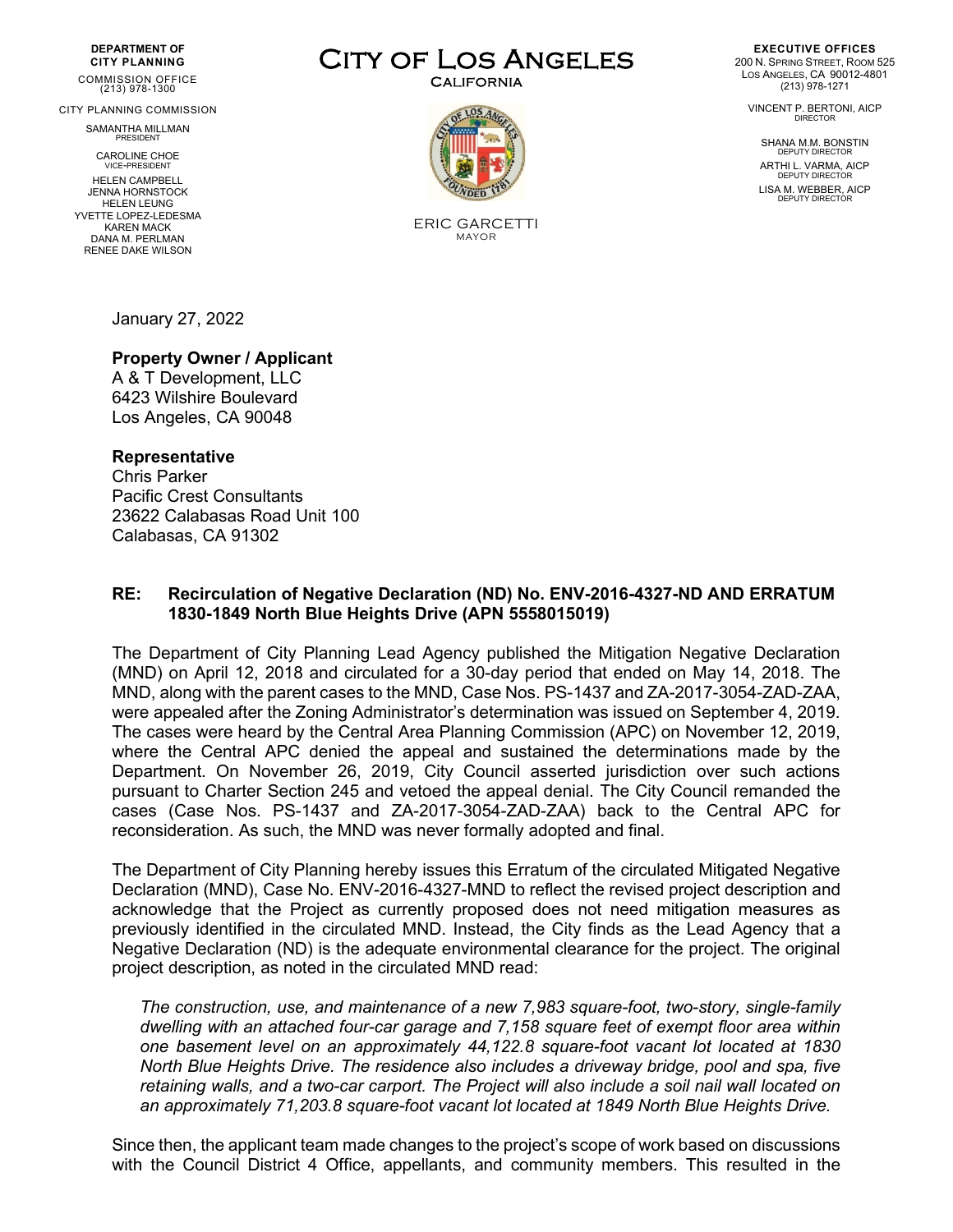**DEPARTMENT OF CITY PLANNING**

COMMISSION OFFICE
(213) 978-1300

CITY PLANNING COMMISSION

SAMANTHA MILLMAN
PRESIDENT

CAROLINE CHOE
VICE-PRESIDENT

HELEN CAMPBELL
JENNA HORNSTOCK
HELEN LEUNG
YVETTE LOPEZ-LEDESMA
KAREN MACK
DANA M. PERLMAN
RENEE DAKE WILSON

# CITY OF LOS ANGELES

CALIFORNIA

ERIC GARCETTI
MAYOR

**EXECUTIVE OFFICES**

200 N. SPRING STREET, ROOM 525
LOS ANGELES, CA 90012-4801
(213) 978-1271

VINCENT P. BERTONI, AICP
DIRECTOR

SHANA M.M. BONSTIN
DEPUTY DIRECTOR

ARTHI L. VARMA, AICP
DEPUTY DIRECTOR

LISA M. WEBBER, AICP
DEPUTY DIRECTOR

January 27, 2022

**Property Owner / Applicant**
A & T Development, LLC
6423 Wilshire Boulevard
Los Angeles, CA 90048

**Representative**
Chris Parker
Pacific Crest Consultants
23622 Calabasas Road Unit 100
Calabasas, CA 91302

**RE: Recirculation of Negative Declaration (ND) No. ENV-2016-4327-ND AND ERRATUM 1830-1849 North Blue Heights Drive (APN 5558015019)**

The Department of City Planning Lead Agency published the Mitigation Negative Declaration (MND) on April 12, 2018 and circulated for a 30-day period that ended on May 14, 2018. The MND, along with the parent cases to the MND, Case Nos. PS-1437 and ZA-2017-3054-ZAD-ZAA, were appealed after the Zoning Administrator's determination was issued on September 4, 2019. The cases were heard by the Central Area Planning Commission (APC) on November 12, 2019, where the Central APC denied the appeal and sustained the determinations made by the Department. On November 26, 2019, City Council asserted jurisdiction over such actions pursuant to Charter Section 245 and vetoed the appeal denial. The City Council remanded the cases (Case Nos. PS-1437 and ZA-2017-3054-ZAD-ZAA) back to the Central APC for reconsideration. As such, the MND was never formally adopted and final.

The Department of City Planning hereby issues this Erratum of the circulated Mitigated Negative Declaration (MND), Case No. ENV-2016-4327-MND to reflect the revised project description and acknowledge that the Project as currently proposed does not need mitigation measures as previously identified in the circulated MND. Instead, the City finds as the Lead Agency that a Negative Declaration (ND) is the adequate environmental clearance for the project. The original project description, as noted in the circulated MND read:

*The construction, use, and maintenance of a new 7,983 square-foot, two-story, single-family dwelling with an attached four-car garage and 7,158 square feet of exempt floor area within one basement level on an approximately 44,122.8 square-foot vacant lot located at 1830 North Blue Heights Drive. The residence also includes a driveway bridge, pool and spa, five retaining walls, and a two-car carport. The Project will also include a soil nail wall located on an approximately 71,203.8 square-foot vacant lot located at 1849 North Blue Heights Drive.*

Since then, the applicant team made changes to the project's scope of work based on discussions with the Council District 4 Office, appellants, and community members. This resulted in the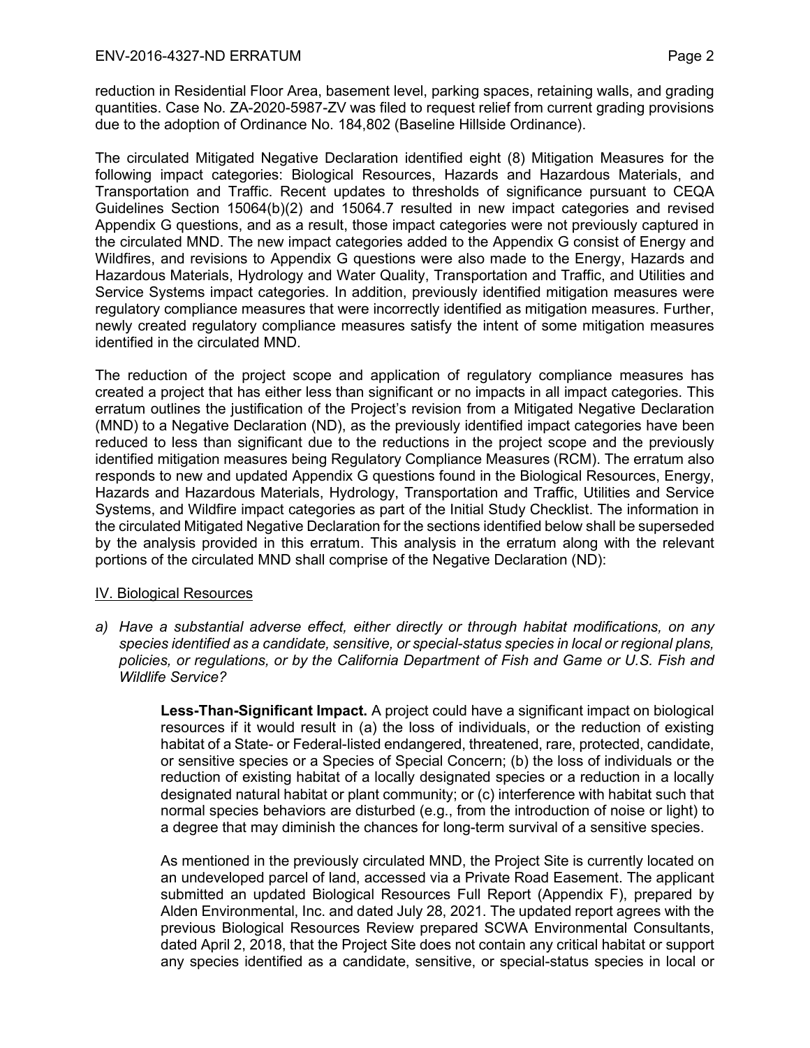reduction in Residential Floor Area, basement level, parking spaces, retaining walls, and grading quantities. Case No. ZA-2020-5987-ZV was filed to request relief from current grading provisions due to the adoption of Ordinance No. 184,802 (Baseline Hillside Ordinance).

The circulated Mitigated Negative Declaration identified eight (8) Mitigation Measures for the following impact categories: Biological Resources, Hazards and Hazardous Materials, and Transportation and Traffic. Recent updates to thresholds of significance pursuant to CEQA Guidelines Section 15064(b)(2) and 15064.7 resulted in new impact categories and revised Appendix G questions, and as a result, those impact categories were not previously captured in the circulated MND. The new impact categories added to the Appendix G consist of Energy and Wildfires, and revisions to Appendix G questions were also made to the Energy, Hazards and Hazardous Materials, Hydrology and Water Quality, Transportation and Traffic, and Utilities and Service Systems impact categories. In addition, previously identified mitigation measures were regulatory compliance measures that were incorrectly identified as mitigation measures. Further, newly created regulatory compliance measures satisfy the intent of some mitigation measures identified in the circulated MND.

The reduction of the project scope and application of regulatory compliance measures has created a project that has either less than significant or no impacts in all impact categories. This erratum outlines the justification of the Project's revision from a Mitigated Negative Declaration (MND) to a Negative Declaration (ND), as the previously identified impact categories have been reduced to less than significant due to the reductions in the project scope and the previously identified mitigation measures being Regulatory Compliance Measures (RCM). The erratum also responds to new and updated Appendix G questions found in the Biological Resources, Energy, Hazards and Hazardous Materials, Hydrology, Transportation and Traffic, Utilities and Service Systems, and Wildfire impact categories as part of the Initial Study Checklist. The information in the circulated Mitigated Negative Declaration for the sections identified below shall be superseded by the analysis provided in this erratum. This analysis in the erratum along with the relevant portions of the circulated MND shall comprise of the Negative Declaration (ND):

## IV. Biological Resources

*a) Have a substantial adverse effect, either directly or through habitat modifications, on any species identified as a candidate, sensitive, or special-status species in local or regional plans, policies, or regulations, or by the California Department of Fish and Game or U.S. Fish and Wildlife Service?*

**Less-Than-Significant Impact.** A project could have a significant impact on biological resources if it would result in (a) the loss of individuals, or the reduction of existing habitat of a State- or Federal-listed endangered, threatened, rare, protected, candidate, or sensitive species or a Species of Special Concern; (b) the loss of individuals or the reduction of existing habitat of a locally designated species or a reduction in a locally designated natural habitat or plant community; or (c) interference with habitat such that normal species behaviors are disturbed (e.g., from the introduction of noise or light) to a degree that may diminish the chances for long-term survival of a sensitive species.

As mentioned in the previously circulated MND, the Project Site is currently located on an undeveloped parcel of land, accessed via a Private Road Easement. The applicant submitted an updated Biological Resources Full Report (Appendix F), prepared by Alden Environmental, Inc. and dated July 28, 2021. The updated report agrees with the previous Biological Resources Review prepared SCWA Environmental Consultants, dated April 2, 2018, that the Project Site does not contain any critical habitat or support any species identified as a candidate, sensitive, or special-status species in local or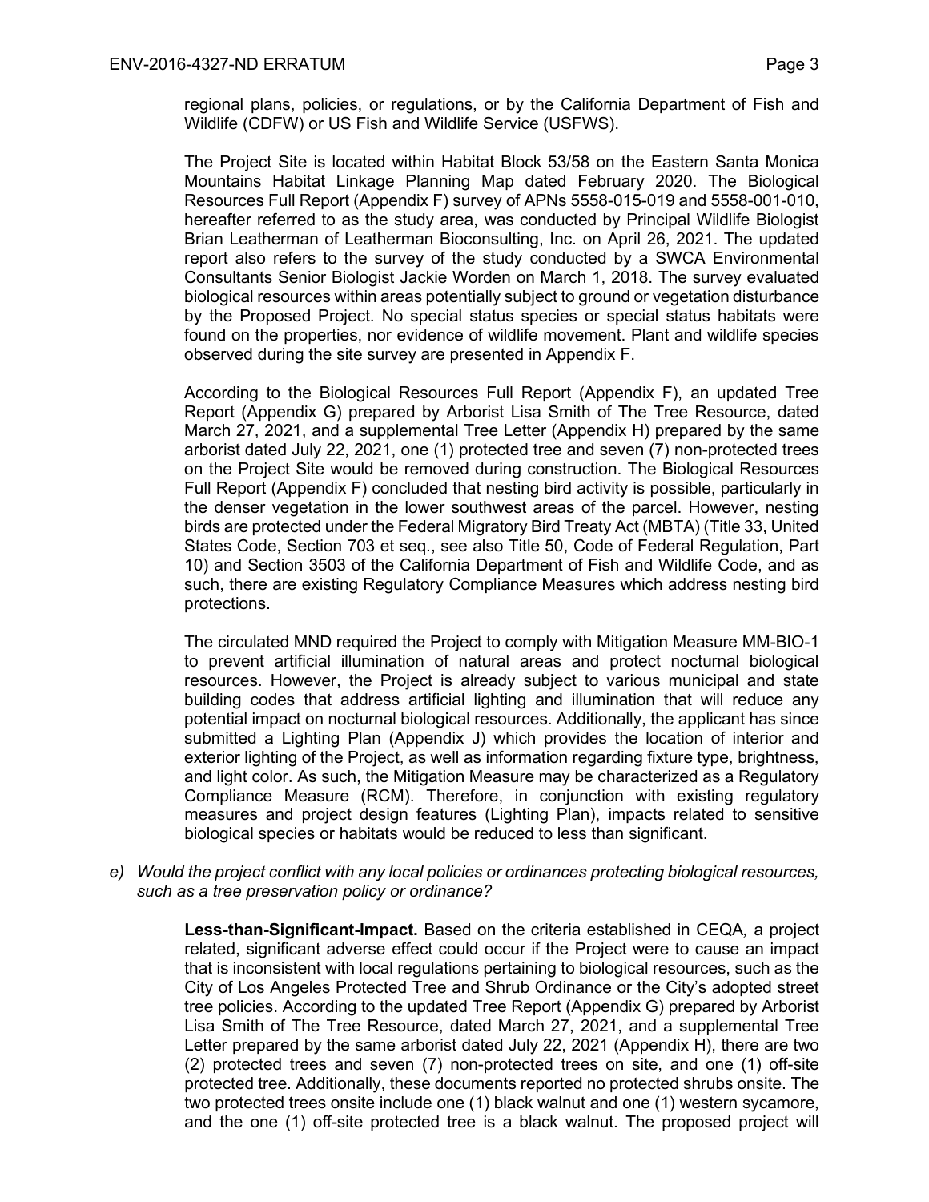regional plans, policies, or regulations, or by the California Department of Fish and Wildlife (CDFW) or US Fish and Wildlife Service (USFWS).

The Project Site is located within Habitat Block 53/58 on the Eastern Santa Monica Mountains Habitat Linkage Planning Map dated February 2020. The Biological Resources Full Report (Appendix F) survey of APNs 5558-015-019 and 5558-001-010, hereafter referred to as the study area, was conducted by Principal Wildlife Biologist Brian Leatherman of Leatherman Bioconsulting, Inc. on April 26, 2021. The updated report also refers to the survey of the study conducted by a SWCA Environmental Consultants Senior Biologist Jackie Worden on March 1, 2018. The survey evaluated biological resources within areas potentially subject to ground or vegetation disturbance by the Proposed Project. No special status species or special status habitats were found on the properties, nor evidence of wildlife movement. Plant and wildlife species observed during the site survey are presented in Appendix F.

According to the Biological Resources Full Report (Appendix F), an updated Tree Report (Appendix G) prepared by Arborist Lisa Smith of The Tree Resource, dated March 27, 2021, and a supplemental Tree Letter (Appendix H) prepared by the same arborist dated July 22, 2021, one (1) protected tree and seven (7) non-protected trees on the Project Site would be removed during construction. The Biological Resources Full Report (Appendix F) concluded that nesting bird activity is possible, particularly in the denser vegetation in the lower southwest areas of the parcel. However, nesting birds are protected under the Federal Migratory Bird Treaty Act (MBTA) (Title 33, United States Code, Section 703 et seq., see also Title 50, Code of Federal Regulation, Part 10) and Section 3503 of the California Department of Fish and Wildlife Code, and as such, there are existing Regulatory Compliance Measures which address nesting bird protections.

The circulated MND required the Project to comply with Mitigation Measure MM-BIO-1 to prevent artificial illumination of natural areas and protect nocturnal biological resources. However, the Project is already subject to various municipal and state building codes that address artificial lighting and illumination that will reduce any potential impact on nocturnal biological resources. Additionally, the applicant has since submitted a Lighting Plan (Appendix J) which provides the location of interior and exterior lighting of the Project, as well as information regarding fixture type, brightness, and light color. As such, the Mitigation Measure may be characterized as a Regulatory Compliance Measure (RCM). Therefore, in conjunction with existing regulatory measures and project design features (Lighting Plan), impacts related to sensitive biological species or habitats would be reduced to less than significant.

*e) Would the project conflict with any local policies or ordinances protecting biological resources, such as a tree preservation policy or ordinance?*

**Less-than-Significant-Impact.** Based on the criteria established in CEQA, a project related, significant adverse effect could occur if the Project were to cause an impact that is inconsistent with local regulations pertaining to biological resources, such as the City of Los Angeles Protected Tree and Shrub Ordinance or the City's adopted street tree policies. According to the updated Tree Report (Appendix G) prepared by Arborist Lisa Smith of The Tree Resource, dated March 27, 2021, and a supplemental Tree Letter prepared by the same arborist dated July 22, 2021 (Appendix H), there are two (2) protected trees and seven (7) non-protected trees on site, and one (1) off-site protected tree. Additionally, these documents reported no protected shrubs onsite. The two protected trees onsite include one (1) black walnut and one (1) western sycamore, and the one (1) off-site protected tree is a black walnut. The proposed project will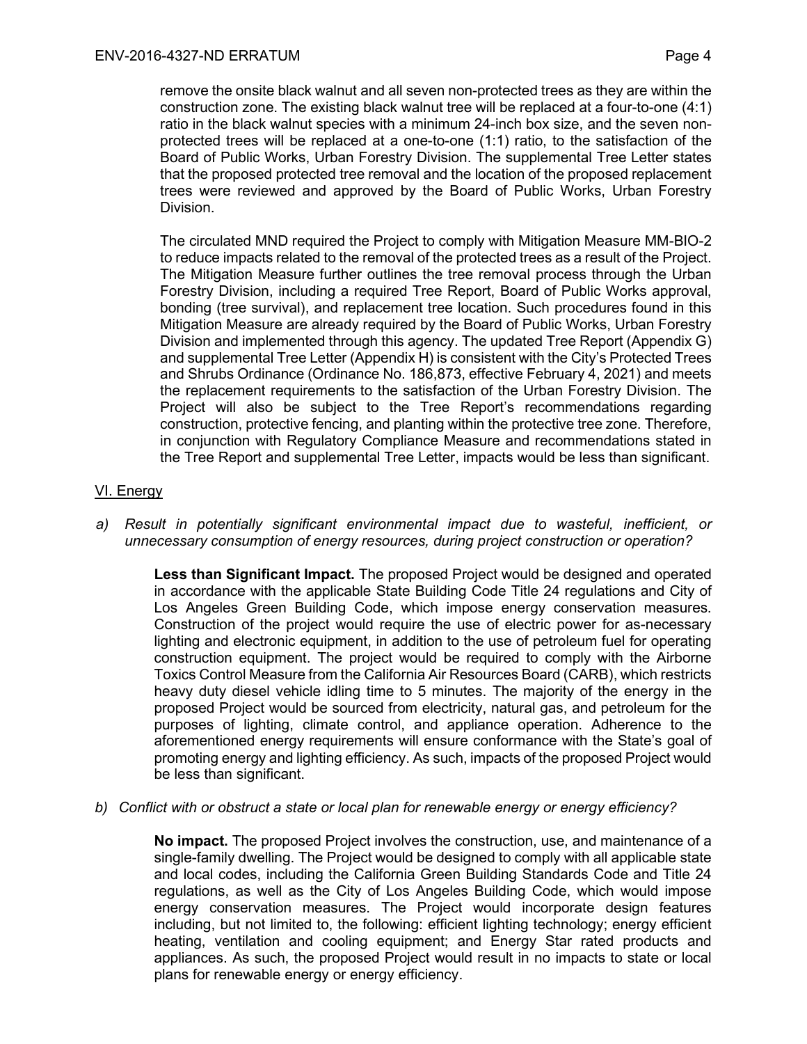remove the onsite black walnut and all seven non-protected trees as they are within the construction zone. The existing black walnut tree will be replaced at a four-to-one (4:1) ratio in the black walnut species with a minimum 24-inch box size, and the seven non-protected trees will be replaced at a one-to-one (1:1) ratio, to the satisfaction of the Board of Public Works, Urban Forestry Division. The supplemental Tree Letter states that the proposed protected tree removal and the location of the proposed replacement trees were reviewed and approved by the Board of Public Works, Urban Forestry Division.

The circulated MND required the Project to comply with Mitigation Measure MM-BIO-2 to reduce impacts related to the removal of the protected trees as a result of the Project. The Mitigation Measure further outlines the tree removal process through the Urban Forestry Division, including a required Tree Report, Board of Public Works approval, bonding (tree survival), and replacement tree location. Such procedures found in this Mitigation Measure are already required by the Board of Public Works, Urban Forestry Division and implemented through this agency. The updated Tree Report (Appendix G) and supplemental Tree Letter (Appendix H) is consistent with the City's Protected Trees and Shrubs Ordinance (Ordinance No. 186,873, effective February 4, 2021) and meets the replacement requirements to the satisfaction of the Urban Forestry Division. The Project will also be subject to the Tree Report's recommendations regarding construction, protective fencing, and planting within the protective tree zone. Therefore, in conjunction with Regulatory Compliance Measure and recommendations stated in the Tree Report and supplemental Tree Letter, impacts would be less than significant.

## VI. Energy

*a) Result in potentially significant environmental impact due to wasteful, inefficient, or unnecessary consumption of energy resources, during project construction or operation?*

**Less than Significant Impact.** The proposed Project would be designed and operated in accordance with the applicable State Building Code Title 24 regulations and City of Los Angeles Green Building Code, which impose energy conservation measures. Construction of the project would require the use of electric power for as-necessary lighting and electronic equipment, in addition to the use of petroleum fuel for operating construction equipment. The project would be required to comply with the Airborne Toxics Control Measure from the California Air Resources Board (CARB), which restricts heavy duty diesel vehicle idling time to 5 minutes. The majority of the energy in the proposed Project would be sourced from electricity, natural gas, and petroleum for the purposes of lighting, climate control, and appliance operation. Adherence to the aforementioned energy requirements will ensure conformance with the State's goal of promoting energy and lighting efficiency. As such, impacts of the proposed Project would be less than significant.

*b) Conflict with or obstruct a state or local plan for renewable energy or energy efficiency?*

**No impact.** The proposed Project involves the construction, use, and maintenance of a single-family dwelling. The Project would be designed to comply with all applicable state and local codes, including the California Green Building Standards Code and Title 24 regulations, as well as the City of Los Angeles Building Code, which would impose energy conservation measures. The Project would incorporate design features including, but not limited to, the following: efficient lighting technology; energy efficient heating, ventilation and cooling equipment; and Energy Star rated products and appliances. As such, the proposed Project would result in no impacts to state or local plans for renewable energy or energy efficiency.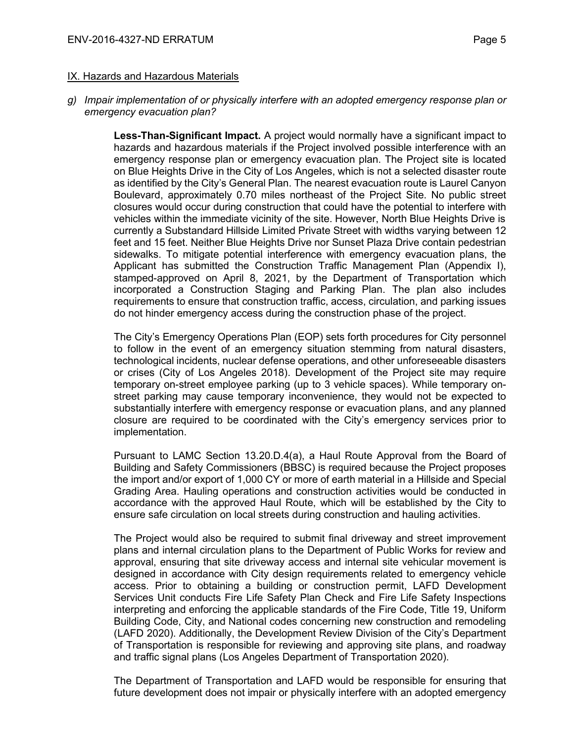IX. Hazards and Hazardous Materials

*g) Impair implementation of or physically interfere with an adopted emergency response plan or emergency evacuation plan?*

**Less-Than-Significant Impact.** A project would normally have a significant impact to hazards and hazardous materials if the Project involved possible interference with an emergency response plan or emergency evacuation plan. The Project site is located on Blue Heights Drive in the City of Los Angeles, which is not a selected disaster route as identified by the City's General Plan. The nearest evacuation route is Laurel Canyon Boulevard, approximately 0.70 miles northeast of the Project Site. No public street closures would occur during construction that could have the potential to interfere with vehicles within the immediate vicinity of the site. However, North Blue Heights Drive is currently a Substandard Hillside Limited Private Street with widths varying between 12 feet and 15 feet. Neither Blue Heights Drive nor Sunset Plaza Drive contain pedestrian sidewalks. To mitigate potential interference with emergency evacuation plans, the Applicant has submitted the Construction Traffic Management Plan (Appendix I), stamped-approved on April 8, 2021, by the Department of Transportation which incorporated a Construction Staging and Parking Plan. The plan also includes requirements to ensure that construction traffic, access, circulation, and parking issues do not hinder emergency access during the construction phase of the project.

The City's Emergency Operations Plan (EOP) sets forth procedures for City personnel to follow in the event of an emergency situation stemming from natural disasters, technological incidents, nuclear defense operations, and other unforeseeable disasters or crises (City of Los Angeles 2018). Development of the Project site may require temporary on-street employee parking (up to 3 vehicle spaces). While temporary on-street parking may cause temporary inconvenience, they would not be expected to substantially interfere with emergency response or evacuation plans, and any planned closure are required to be coordinated with the City's emergency services prior to implementation.

Pursuant to LAMC Section 13.20.D.4(a), a Haul Route Approval from the Board of Building and Safety Commissioners (BBSC) is required because the Project proposes the import and/or export of 1,000 CY or more of earth material in a Hillside and Special Grading Area. Hauling operations and construction activities would be conducted in accordance with the approved Haul Route, which will be established by the City to ensure safe circulation on local streets during construction and hauling activities.

The Project would also be required to submit final driveway and street improvement plans and internal circulation plans to the Department of Public Works for review and approval, ensuring that site driveway access and internal site vehicular movement is designed in accordance with City design requirements related to emergency vehicle access. Prior to obtaining a building or construction permit, LAFD Development Services Unit conducts Fire Life Safety Plan Check and Fire Life Safety Inspections interpreting and enforcing the applicable standards of the Fire Code, Title 19, Uniform Building Code, City, and National codes concerning new construction and remodeling (LAFD 2020). Additionally, the Development Review Division of the City's Department of Transportation is responsible for reviewing and approving site plans, and roadway and traffic signal plans (Los Angeles Department of Transportation 2020).

The Department of Transportation and LAFD would be responsible for ensuring that future development does not impair or physically interfere with an adopted emergency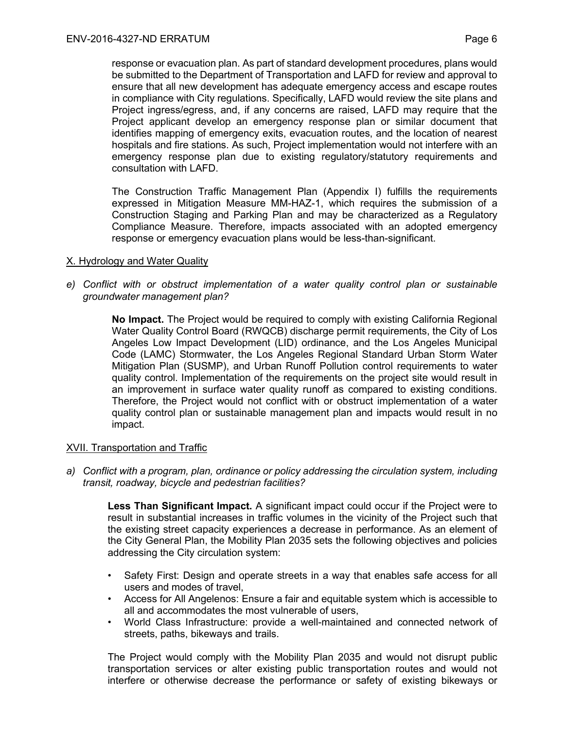response or evacuation plan. As part of standard development procedures, plans would be submitted to the Department of Transportation and LAFD for review and approval to ensure that all new development has adequate emergency access and escape routes in compliance with City regulations. Specifically, LAFD would review the site plans and Project ingress/egress, and, if any concerns are raised, LAFD may require that the Project applicant develop an emergency response plan or similar document that identifies mapping of emergency exits, evacuation routes, and the location of nearest hospitals and fire stations. As such, Project implementation would not interfere with an emergency response plan due to existing regulatory/statutory requirements and consultation with LAFD.

The Construction Traffic Management Plan (Appendix I) fulfills the requirements expressed in Mitigation Measure MM-HAZ-1, which requires the submission of a Construction Staging and Parking Plan and may be characterized as a Regulatory Compliance Measure. Therefore, impacts associated with an adopted emergency response or emergency evacuation plans would be less-than-significant.

X. Hydrology and Water Quality

*e) Conflict with or obstruct implementation of a water quality control plan or sustainable groundwater management plan?*

**No Impact.** The Project would be required to comply with existing California Regional Water Quality Control Board (RWQCB) discharge permit requirements, the City of Los Angeles Low Impact Development (LID) ordinance, and the Los Angeles Municipal Code (LAMC) Stormwater, the Los Angeles Regional Standard Urban Storm Water Mitigation Plan (SUSMP), and Urban Runoff Pollution control requirements to water quality control. Implementation of the requirements on the project site would result in an improvement in surface water quality runoff as compared to existing conditions. Therefore, the Project would not conflict with or obstruct implementation of a water quality control plan or sustainable management plan and impacts would result in no impact.

XVII. Transportation and Traffic

*a) Conflict with a program, plan, ordinance or policy addressing the circulation system, including transit, roadway, bicycle and pedestrian facilities?*

**Less Than Significant Impact.** A significant impact could occur if the Project were to result in substantial increases in traffic volumes in the vicinity of the Project such that the existing street capacity experiences a decrease in performance. As an element of the City General Plan, the Mobility Plan 2035 sets the following objectives and policies addressing the City circulation system:

- Safety First: Design and operate streets in a way that enables safe access for all users and modes of travel,
- Access for All Angelenos: Ensure a fair and equitable system which is accessible to all and accommodates the most vulnerable of users,
- World Class Infrastructure: provide a well-maintained and connected network of streets, paths, bikeways and trails.

The Project would comply with the Mobility Plan 2035 and would not disrupt public transportation services or alter existing public transportation routes and would not interfere or otherwise decrease the performance or safety of existing bikeways or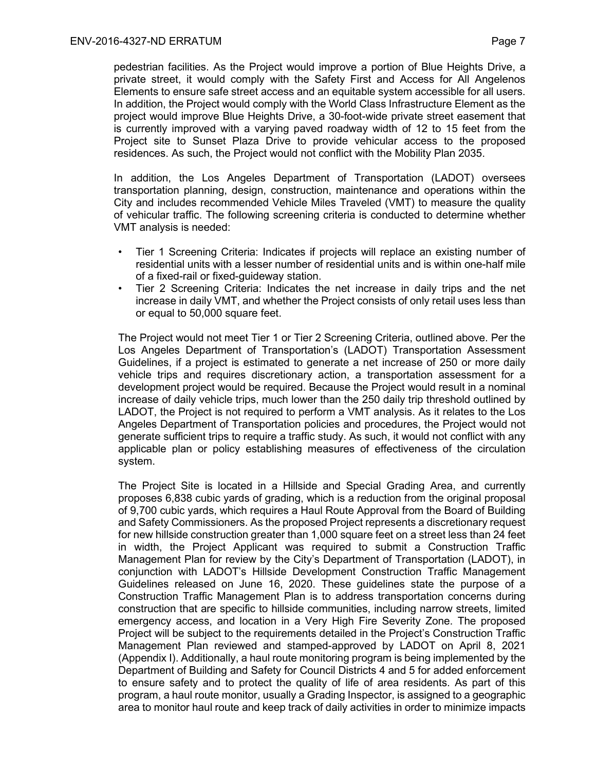pedestrian facilities. As the Project would improve a portion of Blue Heights Drive, a private street, it would comply with the Safety First and Access for All Angelenos Elements to ensure safe street access and an equitable system accessible for all users. In addition, the Project would comply with the World Class Infrastructure Element as the project would improve Blue Heights Drive, a 30-foot-wide private street easement that is currently improved with a varying paved roadway width of 12 to 15 feet from the Project site to Sunset Plaza Drive to provide vehicular access to the proposed residences. As such, the Project would not conflict with the Mobility Plan 2035.

In addition, the Los Angeles Department of Transportation (LADOT) oversees transportation planning, design, construction, maintenance and operations within the City and includes recommended Vehicle Miles Traveled (VMT) to measure the quality of vehicular traffic. The following screening criteria is conducted to determine whether VMT analysis is needed:

- Tier 1 Screening Criteria: Indicates if projects will replace an existing number of residential units with a lesser number of residential units and is within one-half mile of a fixed-rail or fixed-guideway station.
- Tier 2 Screening Criteria: Indicates the net increase in daily trips and the net increase in daily VMT, and whether the Project consists of only retail uses less than or equal to 50,000 square feet.

The Project would not meet Tier 1 or Tier 2 Screening Criteria, outlined above. Per the Los Angeles Department of Transportation's (LADOT) Transportation Assessment Guidelines, if a project is estimated to generate a net increase of 250 or more daily vehicle trips and requires discretionary action, a transportation assessment for a development project would be required. Because the Project would result in a nominal increase of daily vehicle trips, much lower than the 250 daily trip threshold outlined by LADOT, the Project is not required to perform a VMT analysis. As it relates to the Los Angeles Department of Transportation policies and procedures, the Project would not generate sufficient trips to require a traffic study. As such, it would not conflict with any applicable plan or policy establishing measures of effectiveness of the circulation system.

The Project Site is located in a Hillside and Special Grading Area, and currently proposes 6,838 cubic yards of grading, which is a reduction from the original proposal of 9,700 cubic yards, which requires a Haul Route Approval from the Board of Building and Safety Commissioners. As the proposed Project represents a discretionary request for new hillside construction greater than 1,000 square feet on a street less than 24 feet in width, the Project Applicant was required to submit a Construction Traffic Management Plan for review by the City's Department of Transportation (LADOT), in conjunction with LADOT's Hillside Development Construction Traffic Management Guidelines released on June 16, 2020. These guidelines state the purpose of a Construction Traffic Management Plan is to address transportation concerns during construction that are specific to hillside communities, including narrow streets, limited emergency access, and location in a Very High Fire Severity Zone. The proposed Project will be subject to the requirements detailed in the Project's Construction Traffic Management Plan reviewed and stamped-approved by LADOT on April 8, 2021 (Appendix I). Additionally, a haul route monitoring program is being implemented by the Department of Building and Safety for Council Districts 4 and 5 for added enforcement to ensure safety and to protect the quality of life of area residents. As part of this program, a haul route monitor, usually a Grading Inspector, is assigned to a geographic area to monitor haul route and keep track of daily activities in order to minimize impacts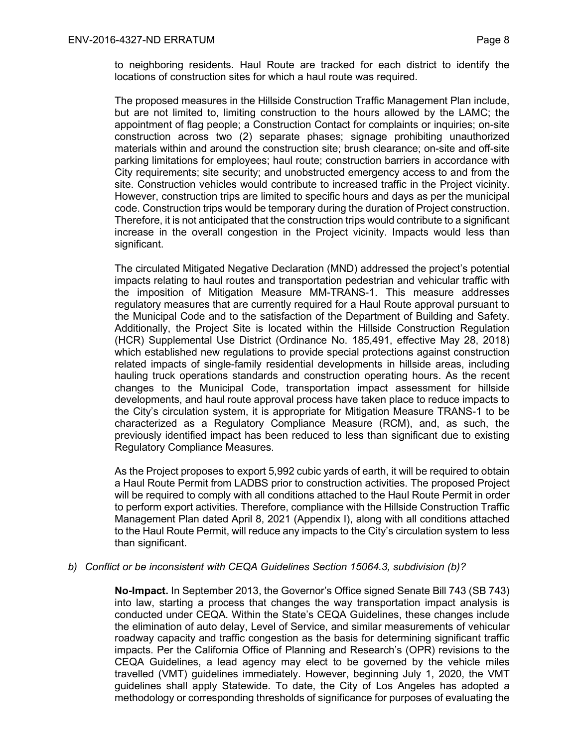to neighboring residents. Haul Route are tracked for each district to identify the locations of construction sites for which a haul route was required.

The proposed measures in the Hillside Construction Traffic Management Plan include, but are not limited to, limiting construction to the hours allowed by the LAMC; the appointment of flag people; a Construction Contact for complaints or inquiries; on-site construction across two (2) separate phases; signage prohibiting unauthorized materials within and around the construction site; brush clearance; on-site and off-site parking limitations for employees; haul route; construction barriers in accordance with City requirements; site security; and unobstructed emergency access to and from the site. Construction vehicles would contribute to increased traffic in the Project vicinity. However, construction trips are limited to specific hours and days as per the municipal code. Construction trips would be temporary during the duration of Project construction. Therefore, it is not anticipated that the construction trips would contribute to a significant increase in the overall congestion in the Project vicinity. Impacts would less than significant.

The circulated Mitigated Negative Declaration (MND) addressed the project's potential impacts relating to haul routes and transportation pedestrian and vehicular traffic with the imposition of Mitigation Measure MM-TRANS-1. This measure addresses regulatory measures that are currently required for a Haul Route approval pursuant to the Municipal Code and to the satisfaction of the Department of Building and Safety. Additionally, the Project Site is located within the Hillside Construction Regulation (HCR) Supplemental Use District (Ordinance No. 185,491, effective May 28, 2018) which established new regulations to provide special protections against construction related impacts of single-family residential developments in hillside areas, including hauling truck operations standards and construction operating hours. As the recent changes to the Municipal Code, transportation impact assessment for hillside developments, and haul route approval process have taken place to reduce impacts to the City's circulation system, it is appropriate for Mitigation Measure TRANS-1 to be characterized as a Regulatory Compliance Measure (RCM), and, as such, the previously identified impact has been reduced to less than significant due to existing Regulatory Compliance Measures.

As the Project proposes to export 5,992 cubic yards of earth, it will be required to obtain a Haul Route Permit from LADBS prior to construction activities. The proposed Project will be required to comply with all conditions attached to the Haul Route Permit in order to perform export activities. Therefore, compliance with the Hillside Construction Traffic Management Plan dated April 8, 2021 (Appendix I), along with all conditions attached to the Haul Route Permit, will reduce any impacts to the City's circulation system to less than significant.

*b) Conflict or be inconsistent with CEQA Guidelines Section 15064.3, subdivision (b)?*

**No-Impact.** In September 2013, the Governor's Office signed Senate Bill 743 (SB 743) into law, starting a process that changes the way transportation impact analysis is conducted under CEQA. Within the State's CEQA Guidelines, these changes include the elimination of auto delay, Level of Service, and similar measurements of vehicular roadway capacity and traffic congestion as the basis for determining significant traffic impacts. Per the California Office of Planning and Research's (OPR) revisions to the CEQA Guidelines, a lead agency may elect to be governed by the vehicle miles travelled (VMT) guidelines immediately. However, beginning July 1, 2020, the VMT guidelines shall apply Statewide. To date, the City of Los Angeles has adopted a methodology or corresponding thresholds of significance for purposes of evaluating the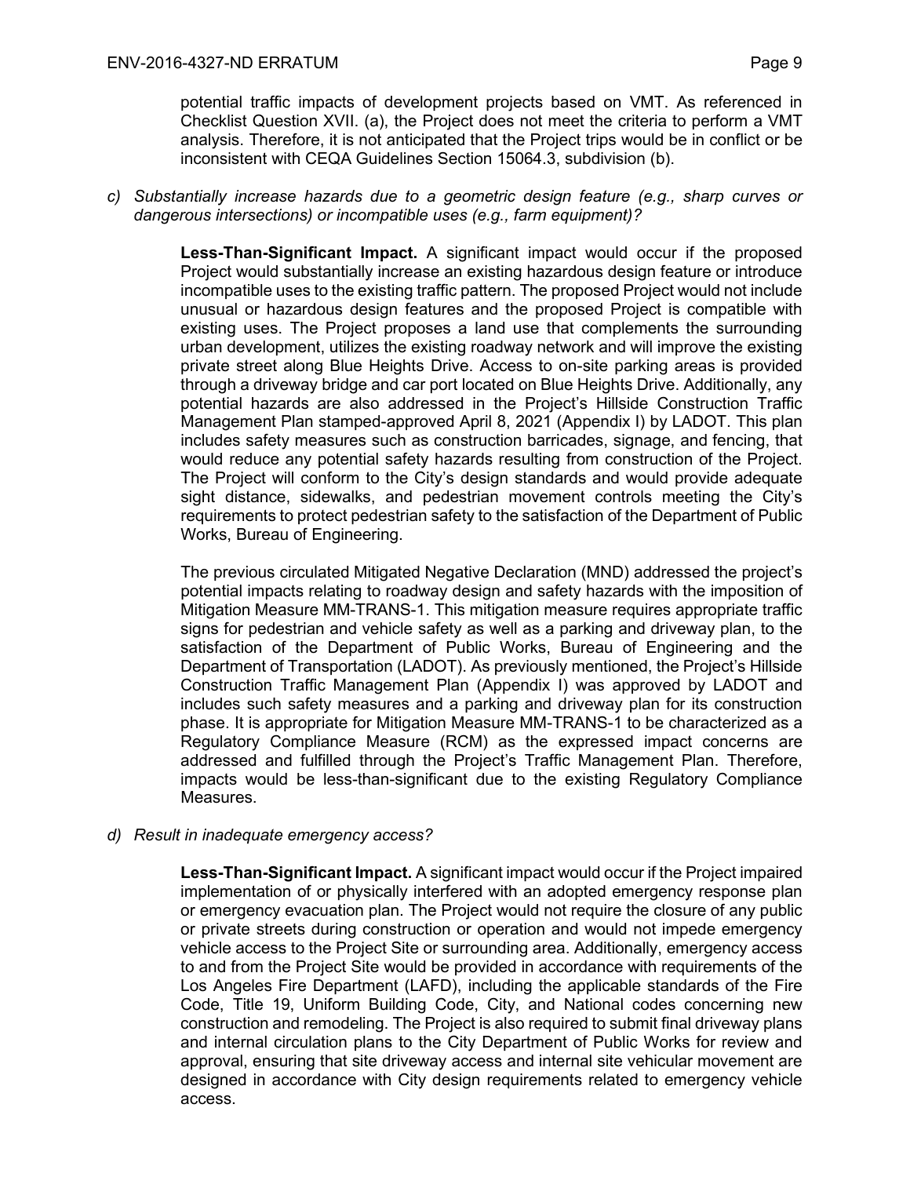potential traffic impacts of development projects based on VMT. As referenced in Checklist Question XVII. (a), the Project does not meet the criteria to perform a VMT analysis. Therefore, it is not anticipated that the Project trips would be in conflict or be inconsistent with CEQA Guidelines Section 15064.3, subdivision (b).

*c) Substantially increase hazards due to a geometric design feature (e.g., sharp curves or dangerous intersections) or incompatible uses (e.g., farm equipment)?*

**Less-Than-Significant Impact.** A significant impact would occur if the proposed Project would substantially increase an existing hazardous design feature or introduce incompatible uses to the existing traffic pattern. The proposed Project would not include unusual or hazardous design features and the proposed Project is compatible with existing uses. The Project proposes a land use that complements the surrounding urban development, utilizes the existing roadway network and will improve the existing private street along Blue Heights Drive. Access to on-site parking areas is provided through a driveway bridge and car port located on Blue Heights Drive. Additionally, any potential hazards are also addressed in the Project's Hillside Construction Traffic Management Plan stamped-approved April 8, 2021 (Appendix I) by LADOT. This plan includes safety measures such as construction barricades, signage, and fencing, that would reduce any potential safety hazards resulting from construction of the Project. The Project will conform to the City's design standards and would provide adequate sight distance, sidewalks, and pedestrian movement controls meeting the City's requirements to protect pedestrian safety to the satisfaction of the Department of Public Works, Bureau of Engineering.

The previous circulated Mitigated Negative Declaration (MND) addressed the project's potential impacts relating to roadway design and safety hazards with the imposition of Mitigation Measure MM-TRANS-1. This mitigation measure requires appropriate traffic signs for pedestrian and vehicle safety as well as a parking and driveway plan, to the satisfaction of the Department of Public Works, Bureau of Engineering and the Department of Transportation (LADOT). As previously mentioned, the Project's Hillside Construction Traffic Management Plan (Appendix I) was approved by LADOT and includes such safety measures and a parking and driveway plan for its construction phase. It is appropriate for Mitigation Measure MM-TRANS-1 to be characterized as a Regulatory Compliance Measure (RCM) as the expressed impact concerns are addressed and fulfilled through the Project's Traffic Management Plan. Therefore, impacts would be less-than-significant due to the existing Regulatory Compliance Measures.

*d) Result in inadequate emergency access?*

**Less-Than-Significant Impact.** A significant impact would occur if the Project impaired implementation of or physically interfered with an adopted emergency response plan or emergency evacuation plan. The Project would not require the closure of any public or private streets during construction or operation and would not impede emergency vehicle access to the Project Site or surrounding area. Additionally, emergency access to and from the Project Site would be provided in accordance with requirements of the Los Angeles Fire Department (LAFD), including the applicable standards of the Fire Code, Title 19, Uniform Building Code, City, and National codes concerning new construction and remodeling. The Project is also required to submit final driveway plans and internal circulation plans to the City Department of Public Works for review and approval, ensuring that site driveway access and internal site vehicular movement are designed in accordance with City design requirements related to emergency vehicle access.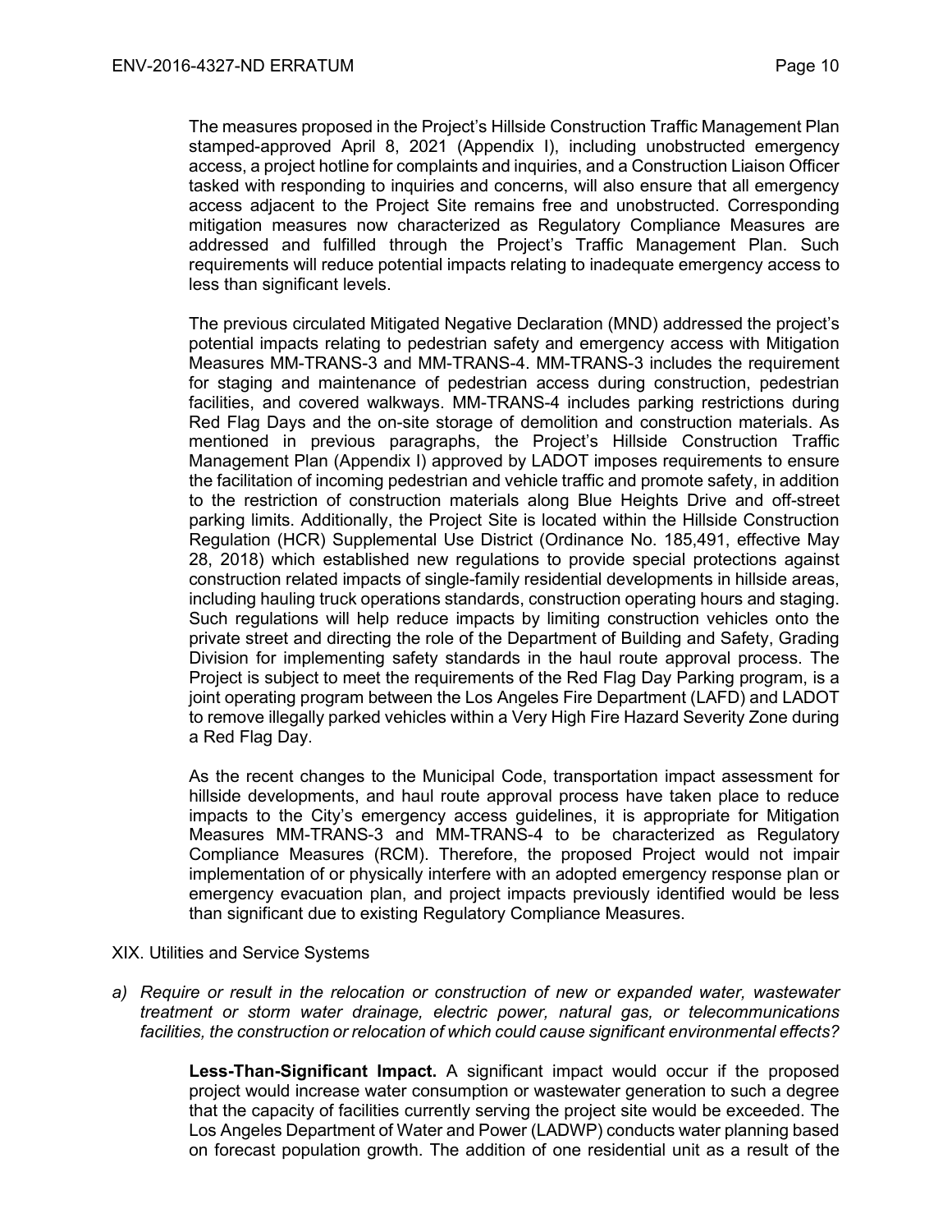The measures proposed in the Project's Hillside Construction Traffic Management Plan stamped-approved April 8, 2021 (Appendix I), including unobstructed emergency access, a project hotline for complaints and inquiries, and a Construction Liaison Officer tasked with responding to inquiries and concerns, will also ensure that all emergency access adjacent to the Project Site remains free and unobstructed. Corresponding mitigation measures now characterized as Regulatory Compliance Measures are addressed and fulfilled through the Project's Traffic Management Plan. Such requirements will reduce potential impacts relating to inadequate emergency access to less than significant levels.

The previous circulated Mitigated Negative Declaration (MND) addressed the project's potential impacts relating to pedestrian safety and emergency access with Mitigation Measures MM-TRANS-3 and MM-TRANS-4. MM-TRANS-3 includes the requirement for staging and maintenance of pedestrian access during construction, pedestrian facilities, and covered walkways. MM-TRANS-4 includes parking restrictions during Red Flag Days and the on-site storage of demolition and construction materials. As mentioned in previous paragraphs, the Project's Hillside Construction Traffic Management Plan (Appendix I) approved by LADOT imposes requirements to ensure the facilitation of incoming pedestrian and vehicle traffic and promote safety, in addition to the restriction of construction materials along Blue Heights Drive and off-street parking limits. Additionally, the Project Site is located within the Hillside Construction Regulation (HCR) Supplemental Use District (Ordinance No. 185,491, effective May 28, 2018) which established new regulations to provide special protections against construction related impacts of single-family residential developments in hillside areas, including hauling truck operations standards, construction operating hours and staging. Such regulations will help reduce impacts by limiting construction vehicles onto the private street and directing the role of the Department of Building and Safety, Grading Division for implementing safety standards in the haul route approval process. The Project is subject to meet the requirements of the Red Flag Day Parking program, is a joint operating program between the Los Angeles Fire Department (LAFD) and LADOT to remove illegally parked vehicles within a Very High Fire Hazard Severity Zone during a Red Flag Day.

As the recent changes to the Municipal Code, transportation impact assessment for hillside developments, and haul route approval process have taken place to reduce impacts to the City's emergency access guidelines, it is appropriate for Mitigation Measures MM-TRANS-3 and MM-TRANS-4 to be characterized as Regulatory Compliance Measures (RCM). Therefore, the proposed Project would not impair implementation of or physically interfere with an adopted emergency response plan or emergency evacuation plan, and project impacts previously identified would be less than significant due to existing Regulatory Compliance Measures.

XIX. Utilities and Service Systems

*a) Require or result in the relocation or construction of new or expanded water, wastewater treatment or storm water drainage, electric power, natural gas, or telecommunications facilities, the construction or relocation of which could cause significant environmental effects?*

**Less-Than-Significant Impact.** A significant impact would occur if the proposed project would increase water consumption or wastewater generation to such a degree that the capacity of facilities currently serving the project site would be exceeded. The Los Angeles Department of Water and Power (LADWP) conducts water planning based on forecast population growth. The addition of one residential unit as a result of the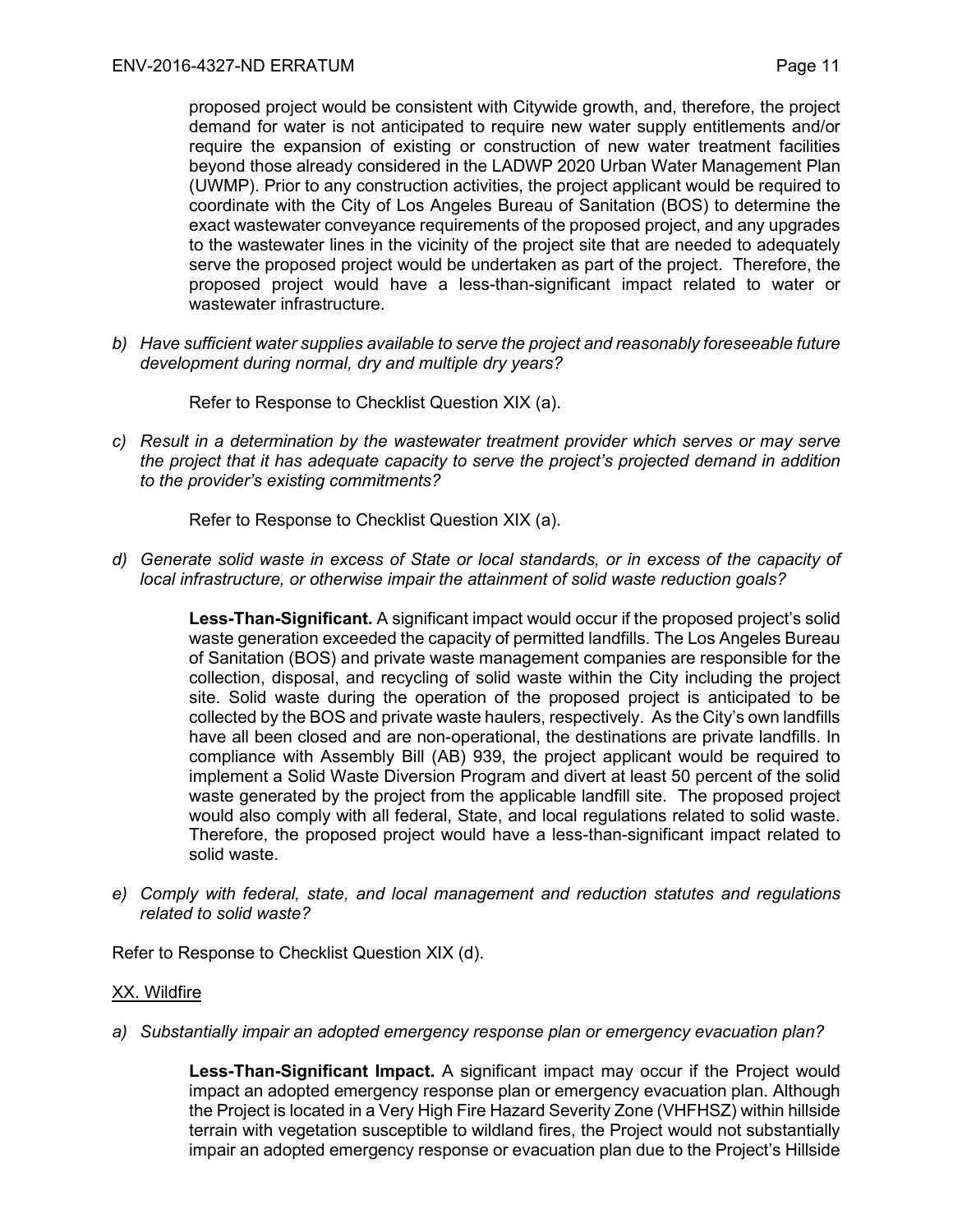proposed project would be consistent with Citywide growth, and, therefore, the project demand for water is not anticipated to require new water supply entitlements and/or require the expansion of existing or construction of new water treatment facilities beyond those already considered in the LADWP 2020 Urban Water Management Plan (UWMP). Prior to any construction activities, the project applicant would be required to coordinate with the City of Los Angeles Bureau of Sanitation (BOS) to determine the exact wastewater conveyance requirements of the proposed project, and any upgrades to the wastewater lines in the vicinity of the project site that are needed to adequately serve the proposed project would be undertaken as part of the project. Therefore, the proposed project would have a less-than-significant impact related to water or wastewater infrastructure.

*b) Have sufficient water supplies available to serve the project and reasonably foreseeable future development during normal, dry and multiple dry years?*

Refer to Response to Checklist Question XIX (a).

*c) Result in a determination by the wastewater treatment provider which serves or may serve the project that it has adequate capacity to serve the project's projected demand in addition to the provider's existing commitments?*

Refer to Response to Checklist Question XIX (a).

*d) Generate solid waste in excess of State or local standards, or in excess of the capacity of local infrastructure, or otherwise impair the attainment of solid waste reduction goals?*

**Less-Than-Significant.** A significant impact would occur if the proposed project's solid waste generation exceeded the capacity of permitted landfills. The Los Angeles Bureau of Sanitation (BOS) and private waste management companies are responsible for the collection, disposal, and recycling of solid waste within the City including the project site. Solid waste during the operation of the proposed project is anticipated to be collected by the BOS and private waste haulers, respectively. As the City's own landfills have all been closed and are non-operational, the destinations are private landfills. In compliance with Assembly Bill (AB) 939, the project applicant would be required to implement a Solid Waste Diversion Program and divert at least 50 percent of the solid waste generated by the project from the applicable landfill site. The proposed project would also comply with all federal, State, and local regulations related to solid waste. Therefore, the proposed project would have a less-than-significant impact related to solid waste.

*e) Comply with federal, state, and local management and reduction statutes and regulations related to solid waste?*

Refer to Response to Checklist Question XIX (d).

<u>XX. Wildfire</u>

*a) Substantially impair an adopted emergency response plan or emergency evacuation plan?*

**Less-Than-Significant Impact.** A significant impact may occur if the Project would impact an adopted emergency response plan or emergency evacuation plan. Although the Project is located in a Very High Fire Hazard Severity Zone (VHFHSZ) within hillside terrain with vegetation susceptible to wildland fires, the Project would not substantially impair an adopted emergency response or evacuation plan due to the Project's Hillside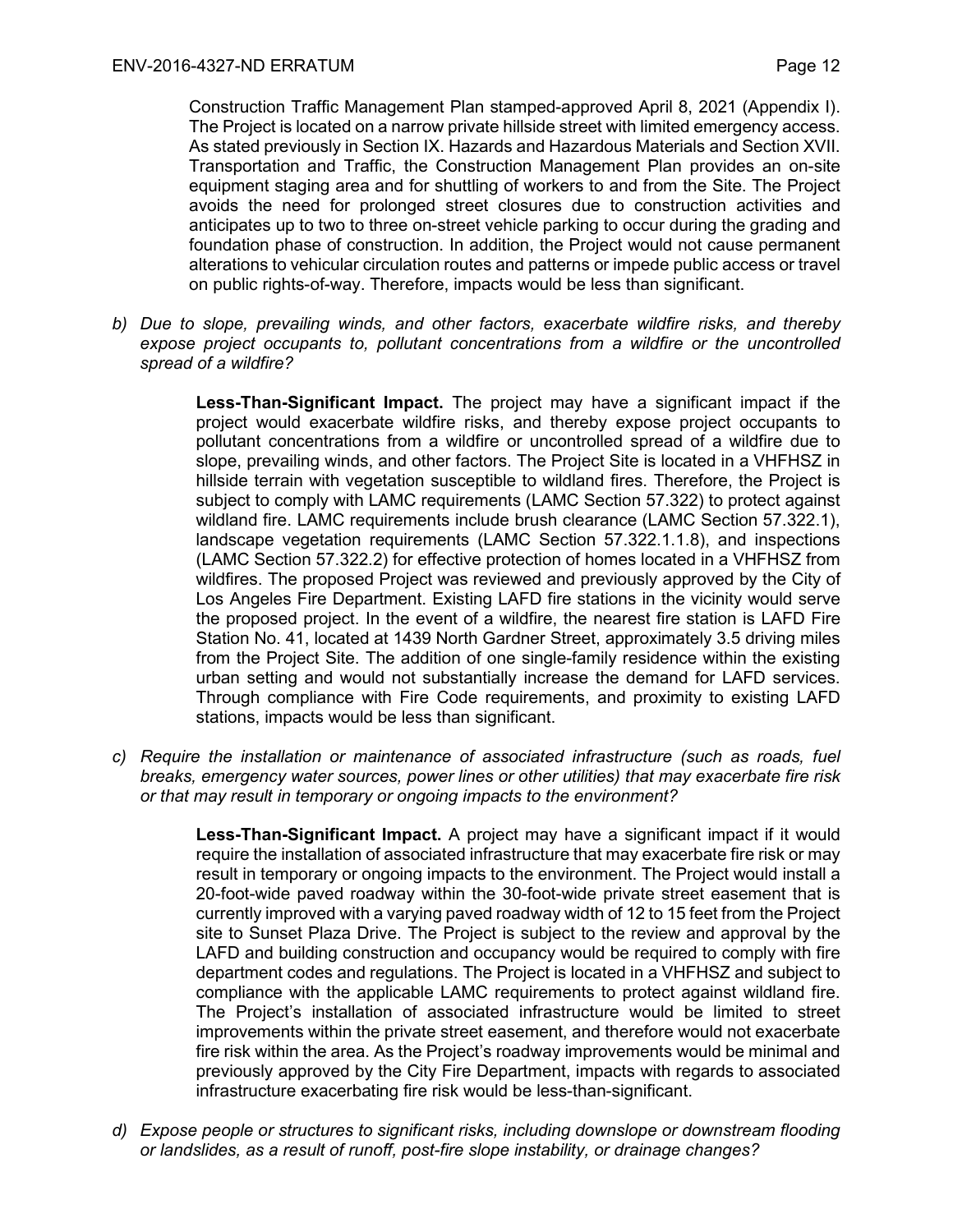Construction Traffic Management Plan stamped-approved April 8, 2021 (Appendix I). The Project is located on a narrow private hillside street with limited emergency access. As stated previously in Section IX. Hazards and Hazardous Materials and Section XVII. Transportation and Traffic, the Construction Management Plan provides an on-site equipment staging area and for shuttling of workers to and from the Site. The Project avoids the need for prolonged street closures due to construction activities and anticipates up to two to three on-street vehicle parking to occur during the grading and foundation phase of construction. In addition, the Project would not cause permanent alterations to vehicular circulation routes and patterns or impede public access or travel on public rights-of-way. Therefore, impacts would be less than significant.

*b) Due to slope, prevailing winds, and other factors, exacerbate wildfire risks, and thereby expose project occupants to, pollutant concentrations from a wildfire or the uncontrolled spread of a wildfire?*

**Less-Than-Significant Impact.** The project may have a significant impact if the project would exacerbate wildfire risks, and thereby expose project occupants to pollutant concentrations from a wildfire or uncontrolled spread of a wildfire due to slope, prevailing winds, and other factors. The Project Site is located in a VHFHSZ in hillside terrain with vegetation susceptible to wildland fires. Therefore, the Project is subject to comply with LAMC requirements (LAMC Section 57.322) to protect against wildland fire. LAMC requirements include brush clearance (LAMC Section 57.322.1), landscape vegetation requirements (LAMC Section 57.322.1.1.8), and inspections (LAMC Section 57.322.2) for effective protection of homes located in a VHFHSZ from wildfires. The proposed Project was reviewed and previously approved by the City of Los Angeles Fire Department. Existing LAFD fire stations in the vicinity would serve the proposed project. In the event of a wildfire, the nearest fire station is LAFD Fire Station No. 41, located at 1439 North Gardner Street, approximately 3.5 driving miles from the Project Site. The addition of one single-family residence within the existing urban setting and would not substantially increase the demand for LAFD services. Through compliance with Fire Code requirements, and proximity to existing LAFD stations, impacts would be less than significant.

*c) Require the installation or maintenance of associated infrastructure (such as roads, fuel breaks, emergency water sources, power lines or other utilities) that may exacerbate fire risk or that may result in temporary or ongoing impacts to the environment?*

**Less-Than-Significant Impact.** A project may have a significant impact if it would require the installation of associated infrastructure that may exacerbate fire risk or may result in temporary or ongoing impacts to the environment. The Project would install a 20-foot-wide paved roadway within the 30-foot-wide private street easement that is currently improved with a varying paved roadway width of 12 to 15 feet from the Project site to Sunset Plaza Drive. The Project is subject to the review and approval by the LAFD and building construction and occupancy would be required to comply with fire department codes and regulations. The Project is located in a VHFHSZ and subject to compliance with the applicable LAMC requirements to protect against wildland fire. The Project's installation of associated infrastructure would be limited to street improvements within the private street easement, and therefore would not exacerbate fire risk within the area. As the Project's roadway improvements would be minimal and previously approved by the City Fire Department, impacts with regards to associated infrastructure exacerbating fire risk would be less-than-significant.

*d) Expose people or structures to significant risks, including downslope or downstream flooding or landslides, as a result of runoff, post-fire slope instability, or drainage changes?*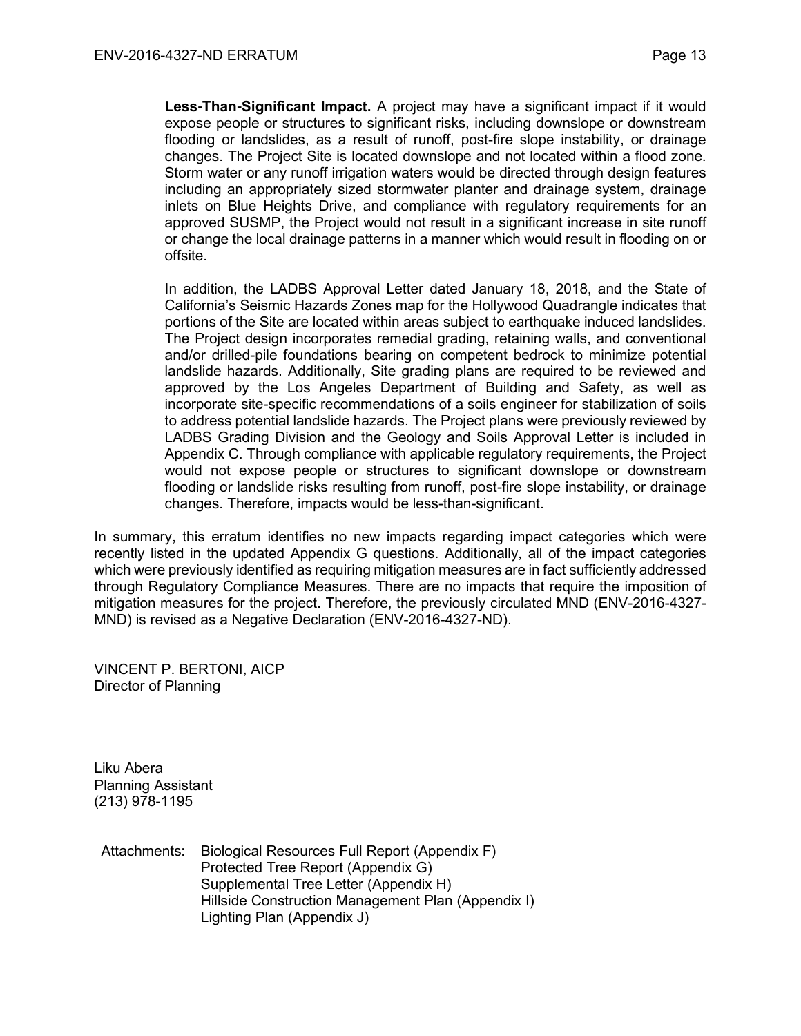**Less-Than-Significant Impact.** A project may have a significant impact if it would expose people or structures to significant risks, including downslope or downstream flooding or landslides, as a result of runoff, post-fire slope instability, or drainage changes. The Project Site is located downslope and not located within a flood zone. Storm water or any runoff irrigation waters would be directed through design features including an appropriately sized stormwater planter and drainage system, drainage inlets on Blue Heights Drive, and compliance with regulatory requirements for an approved SUSMP, the Project would not result in a significant increase in site runoff or change the local drainage patterns in a manner which would result in flooding on or offsite.

In addition, the LADBS Approval Letter dated January 18, 2018, and the State of California's Seismic Hazards Zones map for the Hollywood Quadrangle indicates that portions of the Site are located within areas subject to earthquake induced landslides. The Project design incorporates remedial grading, retaining walls, and conventional and/or drilled-pile foundations bearing on competent bedrock to minimize potential landslide hazards. Additionally, Site grading plans are required to be reviewed and approved by the Los Angeles Department of Building and Safety, as well as incorporate site-specific recommendations of a soils engineer for stabilization of soils to address potential landslide hazards. The Project plans were previously reviewed by LADBS Grading Division and the Geology and Soils Approval Letter is included in Appendix C. Through compliance with applicable regulatory requirements, the Project would not expose people or structures to significant downslope or downstream flooding or landslide risks resulting from runoff, post-fire slope instability, or drainage changes. Therefore, impacts would be less-than-significant.

In summary, this erratum identifies no new impacts regarding impact categories which were recently listed in the updated Appendix G questions. Additionally, all of the impact categories which were previously identified as requiring mitigation measures are in fact sufficiently addressed through Regulatory Compliance Measures. There are no impacts that require the imposition of mitigation measures for the project. Therefore, the previously circulated MND (ENV-2016-4327-MND) is revised as a Negative Declaration (ENV-2016-4327-ND).

VINCENT P. BERTONI, AICP
Director of Planning

Liku Abera
Planning Assistant
(213) 978-1195

Attachments: Biological Resources Full Report (Appendix F)
Protected Tree Report (Appendix G)
Supplemental Tree Letter (Appendix H)
Hillside Construction Management Plan (Appendix I)
Lighting Plan (Appendix J)